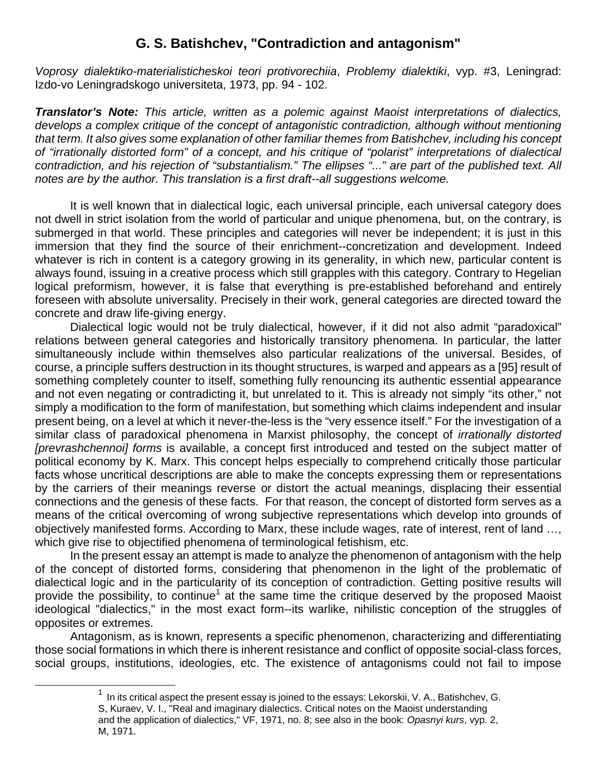# G. S. Batishchev, "Contradiction and antagonism"

*Voprosy dialektiko-materialisticheskoi teori protivorechiia*, *Problemy dialektiki*, vyp. #3, Leningrad: Izdo-vo Leningradskogo universiteta, 1973, pp. 94 - 102.

***Translator's Note:*** *This article, written as a polemic against Maoist interpretations of dialectics, develops a complex critique of the concept of antagonistic contradiction, although without mentioning that term. It also gives some explanation of other familiar themes from Batishchev, including his concept of "irrationally distorted form" of a concept, and his critique of "polarist" interpretations of dialectical contradiction, and his rejection of "substantialism." The ellipses "..." are part of the published text. All notes are by the author. This translation is a first draft--all suggestions welcome.*

It is well known that in dialectical logic, each universal principle, each universal category does not dwell in strict isolation from the world of particular and unique phenomena, but, on the contrary, is submerged in that world. These principles and categories will never be independent; it is just in this immersion that they find the source of their enrichment--concretization and development. Indeed whatever is rich in content is a category growing in its generality, in which new, particular content is always found, issuing in a creative process which still grapples with this category. Contrary to Hegelian logical preformism, however, it is false that everything is pre-established beforehand and entirely foreseen with absolute universality. Precisely in their work, general categories are directed toward the concrete and draw life-giving energy.

Dialectical logic would not be truly dialectical, however, if it did not also admit "paradoxical" relations between general categories and historically transitory phenomena. In particular, the latter simultaneously include within themselves also particular realizations of the universal. Besides, of course, a principle suffers destruction in its thought structures, is warped and appears as a [95] result of something completely counter to itself, something fully renouncing its authentic essential appearance and not even negating or contradicting it, but unrelated to it. This is already not simply "its other," not simply a modification to the form of manifestation, but something which claims independent and insular present being, on a level at which it never-the-less is the "very essence itself." For the investigation of a similar class of paradoxical phenomena in Marxist philosophy, the concept of *irrationally distorted [prevrashchennoi] forms* is available, a concept first introduced and tested on the subject matter of political economy by K. Marx. This concept helps especially to comprehend critically those particular facts whose uncritical descriptions are able to make the concepts expressing them or representations by the carriers of their meanings reverse or distort the actual meanings, displacing their essential connections and the genesis of these facts. For that reason, the concept of distorted form serves as a means of the critical overcoming of wrong subjective representations which develop into grounds of objectively manifested forms. According to Marx, these include wages, rate of interest, rent of land …, which give rise to objectified phenomena of terminological fetishism, etc.

In the present essay an attempt is made to analyze the phenomenon of antagonism with the help of the concept of distorted forms, considering that phenomenon in the light of the problematic of dialectical logic and in the particularity of its conception of contradiction. Getting positive results will provide the possibility, to continue[1] at the same time the critique deserved by the proposed Maoist ideological "dialectics," in the most exact form--its warlike, nihilistic conception of the struggles of opposites or extremes.

Antagonism, as is known, represents a specific phenomenon, characterizing and differentiating those social formations in which there is inherent resistance and conflict of opposite social-class forces, social groups, institutions, ideologies, etc. The existence of antagonisms could not fail to impose

---

[1] In its critical aspect the present essay is joined to the essays: Lekorskii, V. A., Batishchev, G. S, Kuraev, V. I., "Real and imaginary dialectics. Critical notes on the Maoist understanding and the application of dialectics," VF, 1971, no. 8; see also in the book: *Opasnyi kurs*, vyp. 2, M, 1971.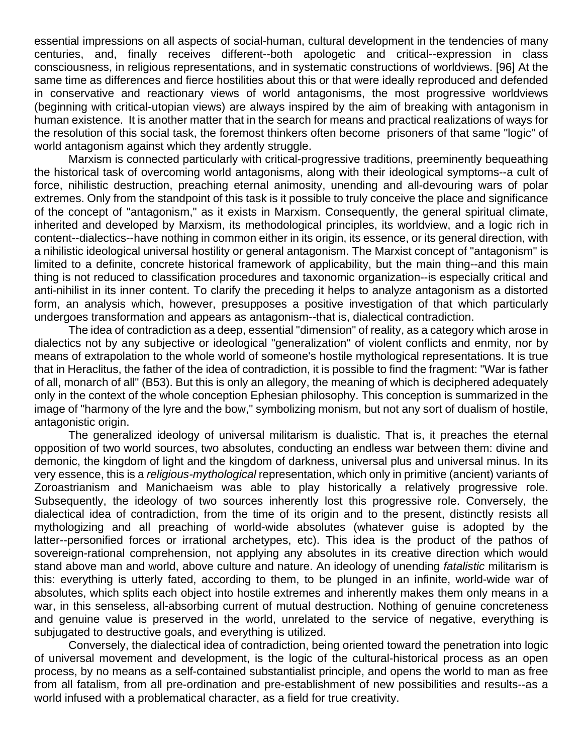essential impressions on all aspects of social-human, cultural development in the tendencies of many centuries, and, finally receives different--both apologetic and critical--expression in class consciousness, in religious representations, and in systematic constructions of worldviews. [96] At the same time as differences and fierce hostilities about this or that were ideally reproduced and defended in conservative and reactionary views of world antagonisms, the most progressive worldviews (beginning with critical-utopian views) are always inspired by the aim of breaking with antagonism in human existence. It is another matter that in the search for means and practical realizations of ways for the resolution of this social task, the foremost thinkers often become prisoners of that same "logic" of world antagonism against which they ardently struggle.

Marxism is connected particularly with critical-progressive traditions, preeminently bequeathing the historical task of overcoming world antagonisms, along with their ideological symptoms--a cult of force, nihilistic destruction, preaching eternal animosity, unending and all-devouring wars of polar extremes. Only from the standpoint of this task is it possible to truly conceive the place and significance of the concept of "antagonism," as it exists in Marxism. Consequently, the general spiritual climate, inherited and developed by Marxism, its methodological principles, its worldview, and a logic rich in content--dialectics--have nothing in common either in its origin, its essence, or its general direction, with a nihilistic ideological universal hostility or general antagonism. The Marxist concept of "antagonism" is limited to a definite, concrete historical framework of applicability, but the main thing--and this main thing is not reduced to classification procedures and taxonomic organization--is especially critical and anti-nihilist in its inner content. To clarify the preceding it helps to analyze antagonism as a distorted form, an analysis which, however, presupposes a positive investigation of that which particularly undergoes transformation and appears as antagonism--that is, dialectical contradiction.

The idea of contradiction as a deep, essential "dimension" of reality, as a category which arose in dialectics not by any subjective or ideological "generalization" of violent conflicts and enmity, nor by means of extrapolation to the whole world of someone's hostile mythological representations. It is true that in Heraclitus, the father of the idea of contradiction, it is possible to find the fragment: "War is father of all, monarch of all" (B53). But this is only an allegory, the meaning of which is deciphered adequately only in the context of the whole conception Ephesian philosophy. This conception is summarized in the image of "harmony of the lyre and the bow," symbolizing monism, but not any sort of dualism of hostile, antagonistic origin.

The generalized ideology of universal militarism is dualistic. That is, it preaches the eternal opposition of two world sources, two absolutes, conducting an endless war between them: divine and demonic, the kingdom of light and the kingdom of darkness, universal plus and universal minus. In its very essence, this is a *religious-mythological* representation, which only in primitive (ancient) variants of Zoroastrianism and Manichaeism was able to play historically a relatively progressive role. Subsequently, the ideology of two sources inherently lost this progressive role. Conversely, the dialectical idea of contradiction, from the time of its origin and to the present, distinctly resists all mythologizing and all preaching of world-wide absolutes (whatever guise is adopted by the latter--personified forces or irrational archetypes, etc). This idea is the product of the pathos of sovereign-rational comprehension, not applying any absolutes in its creative direction which would stand above man and world, above culture and nature. An ideology of unending *fatalistic* militarism is this: everything is utterly fated, according to them, to be plunged in an infinite, world-wide war of absolutes, which splits each object into hostile extremes and inherently makes them only means in a war, in this senseless, all-absorbing current of mutual destruction. Nothing of genuine concreteness and genuine value is preserved in the world, unrelated to the service of negative, everything is subjugated to destructive goals, and everything is utilized.

Conversely, the dialectical idea of contradiction, being oriented toward the penetration into logic of universal movement and development, is the logic of the cultural-historical process as an open process, by no means as a self-contained substantialist principle, and opens the world to man as free from all fatalism, from all pre-ordination and pre-establishment of new possibilities and results--as a world infused with a problematical character, as a field for true creativity.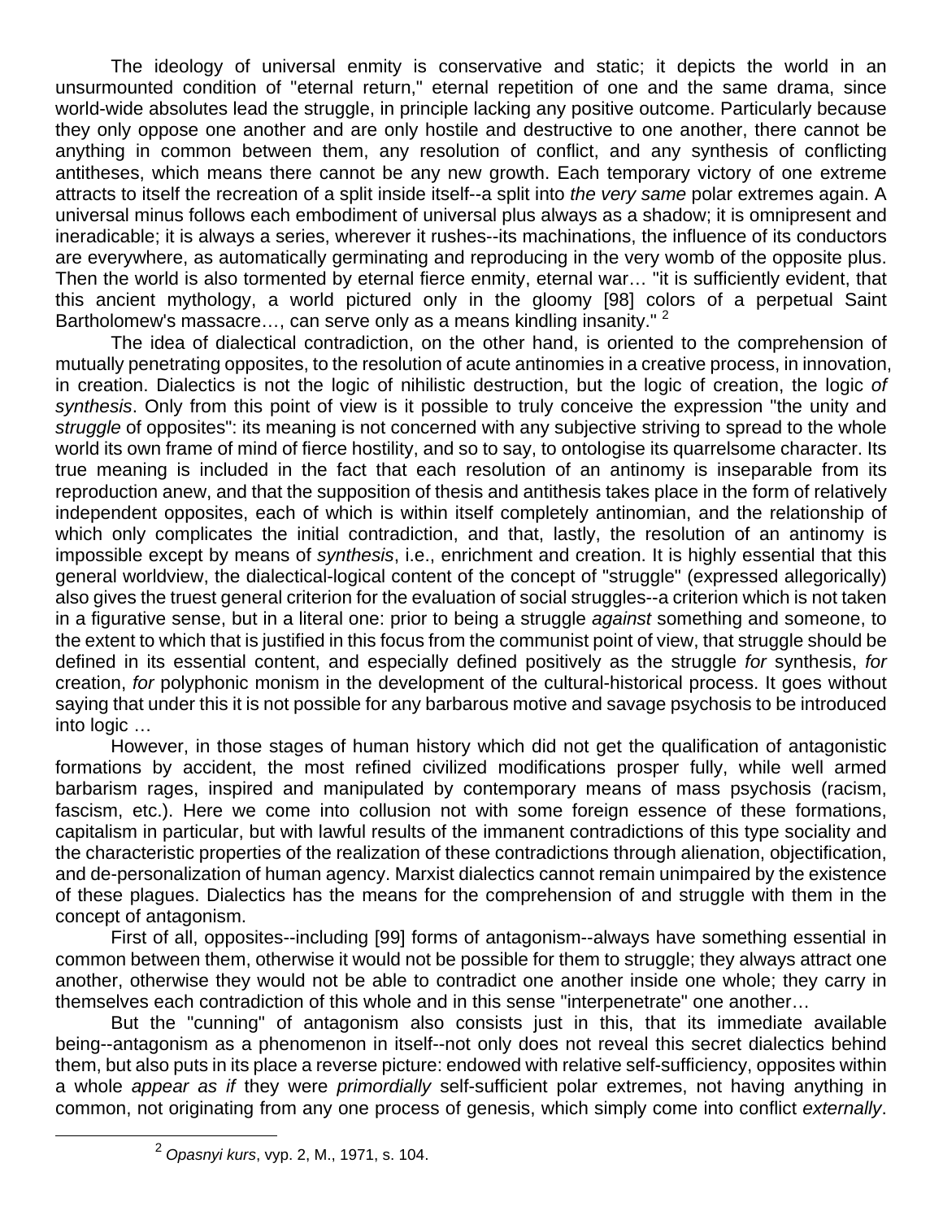The ideology of universal enmity is conservative and static; it depicts the world in an unsurmounted condition of "eternal return," eternal repetition of one and the same drama, since world-wide absolutes lead the struggle, in principle lacking any positive outcome. Particularly because they only oppose one another and are only hostile and destructive to one another, there cannot be anything in common between them, any resolution of conflict, and any synthesis of conflicting antitheses, which means there cannot be any new growth. Each temporary victory of one extreme attracts to itself the recreation of a split inside itself--a split into *the very same* polar extremes again. A universal minus follows each embodiment of universal plus always as a shadow; it is omnipresent and ineradicable; it is always a series, wherever it rushes--its machinations, the influence of its conductors are everywhere, as automatically germinating and reproducing in the very womb of the opposite plus. Then the world is also tormented by eternal fierce enmity, eternal war… "it is sufficiently evident, that this ancient mythology, a world pictured only in the gloomy [98] colors of a perpetual Saint Bartholomew's massacre…, can serve only as a means kindling insanity." [2]

The idea of dialectical contradiction, on the other hand, is oriented to the comprehension of mutually penetrating opposites, to the resolution of acute antinomies in a creative process, in innovation, in creation. Dialectics is not the logic of nihilistic destruction, but the logic of creation, the logic *of synthesis*. Only from this point of view is it possible to truly conceive the expression "the unity and *struggle* of opposites": its meaning is not concerned with any subjective striving to spread to the whole world its own frame of mind of fierce hostility, and so to say, to ontologise its quarrelsome character. Its true meaning is included in the fact that each resolution of an antinomy is inseparable from its reproduction anew, and that the supposition of thesis and antithesis takes place in the form of relatively independent opposites, each of which is within itself completely antinomian, and the relationship of which only complicates the initial contradiction, and that, lastly, the resolution of an antinomy is impossible except by means of *synthesis*, i.e., enrichment and creation. It is highly essential that this general worldview, the dialectical-logical content of the concept of "struggle" (expressed allegorically) also gives the truest general criterion for the evaluation of social struggles--a criterion which is not taken in a figurative sense, but in a literal one: prior to being a struggle *against* something and someone, to the extent to which that is justified in this focus from the communist point of view, that struggle should be defined in its essential content, and especially defined positively as the struggle *for* synthesis, *for* creation, *for* polyphonic monism in the development of the cultural-historical process. It goes without saying that under this it is not possible for any barbarous motive and savage psychosis to be introduced into logic …

However, in those stages of human history which did not get the qualification of antagonistic formations by accident, the most refined civilized modifications prosper fully, while well armed barbarism rages, inspired and manipulated by contemporary means of mass psychosis (racism, fascism, etc.). Here we come into collusion not with some foreign essence of these formations, capitalism in particular, but with lawful results of the immanent contradictions of this type sociality and the characteristic properties of the realization of these contradictions through alienation, objectification, and de-personalization of human agency. Marxist dialectics cannot remain unimpaired by the existence of these plagues. Dialectics has the means for the comprehension of and struggle with them in the concept of antagonism.

First of all, opposites--including [99] forms of antagonism--always have something essential in common between them, otherwise it would not be possible for them to struggle; they always attract one another, otherwise they would not be able to contradict one another inside one whole; they carry in themselves each contradiction of this whole and in this sense "interpenetrate" one another…

But the "cunning" of antagonism also consists just in this, that its immediate available being--antagonism as a phenomenon in itself--not only does not reveal this secret dialectics behind them, but also puts in its place a reverse picture: endowed with relative self-sufficiency, opposites within a whole *appear as if* they were *primordially* self-sufficient polar extremes, not having anything in common, not originating from any one process of genesis, which simply come into conflict *externally*.

[2] *Opasnyi kurs*, vyp. 2, M., 1971, s. 104.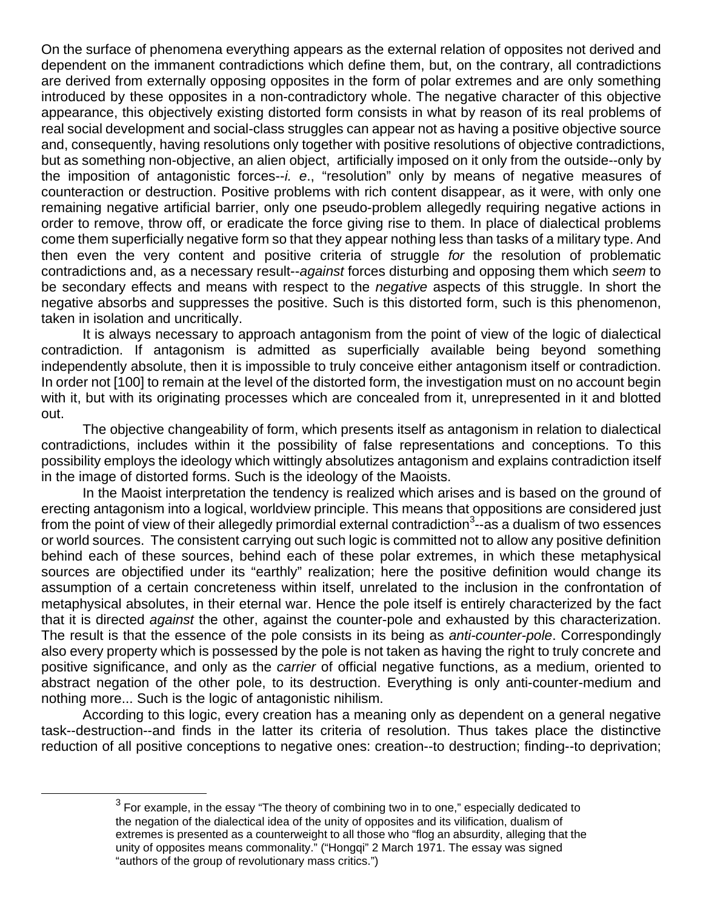On the surface of phenomena everything appears as the external relation of opposites not derived and dependent on the immanent contradictions which define them, but, on the contrary, all contradictions are derived from externally opposing opposites in the form of polar extremes and are only something introduced by these opposites in a non-contradictory whole. The negative character of this objective appearance, this objectively existing distorted form consists in what by reason of its real problems of real social development and social-class struggles can appear not as having a positive objective source and, consequently, having resolutions only together with positive resolutions of objective contradictions, but as something non-objective, an alien object, artificially imposed on it only from the outside--only by the imposition of antagonistic forces--*i. e*., "resolution" only by means of negative measures of counteraction or destruction. Positive problems with rich content disappear, as it were, with only one remaining negative artificial barrier, only one pseudo-problem allegedly requiring negative actions in order to remove, throw off, or eradicate the force giving rise to them. In place of dialectical problems come them superficially negative form so that they appear nothing less than tasks of a military type. And then even the very content and positive criteria of struggle *for* the resolution of problematic contradictions and, as a necessary result--*against* forces disturbing and opposing them which *seem* to be secondary effects and means with respect to the *negative* aspects of this struggle. In short the negative absorbs and suppresses the positive. Such is this distorted form, such is this phenomenon, taken in isolation and uncritically.

It is always necessary to approach antagonism from the point of view of the logic of dialectical contradiction. If antagonism is admitted as superficially available being beyond something independently absolute, then it is impossible to truly conceive either antagonism itself or contradiction. In order not [100] to remain at the level of the distorted form, the investigation must on no account begin with it, but with its originating processes which are concealed from it, unrepresented in it and blotted out.

The objective changeability of form, which presents itself as antagonism in relation to dialectical contradictions, includes within it the possibility of false representations and conceptions. To this possibility employs the ideology which wittingly absolutizes antagonism and explains contradiction itself in the image of distorted forms. Such is the ideology of the Maoists.

In the Maoist interpretation the tendency is realized which arises and is based on the ground of erecting antagonism into a logical, worldview principle. This means that oppositions are considered just from the point of view of their allegedly primordial external contradiction[3]--as a dualism of two essences or world sources. The consistent carrying out such logic is committed not to allow any positive definition behind each of these sources, behind each of these polar extremes, in which these metaphysical sources are objectified under its "earthly" realization; here the positive definition would change its assumption of a certain concreteness within itself, unrelated to the inclusion in the confrontation of metaphysical absolutes, in their eternal war. Hence the pole itself is entirely characterized by the fact that it is directed *against* the other, against the counter-pole and exhausted by this characterization. The result is that the essence of the pole consists in its being as *anti-counter-pole*. Correspondingly also every property which is possessed by the pole is not taken as having the right to truly concrete and positive significance, and only as the *carrier* of official negative functions, as a medium, oriented to abstract negation of the other pole, to its destruction. Everything is only anti-counter-medium and nothing more... Such is the logic of antagonistic nihilism.

According to this logic, every creation has a meaning only as dependent on a general negative task--destruction--and finds in the latter its criteria of resolution. Thus takes place the distinctive reduction of all positive conceptions to negative ones: creation--to destruction; finding--to deprivation;

[3] For example, in the essay "The theory of combining two in to one," especially dedicated to the negation of the dialectical idea of the unity of opposites and its vilification, dualism of extremes is presented as a counterweight to all those who "flog an absurdity, alleging that the unity of opposites means commonality." ("Hongqi" 2 March 1971. The essay was signed "authors of the group of revolutionary mass critics.")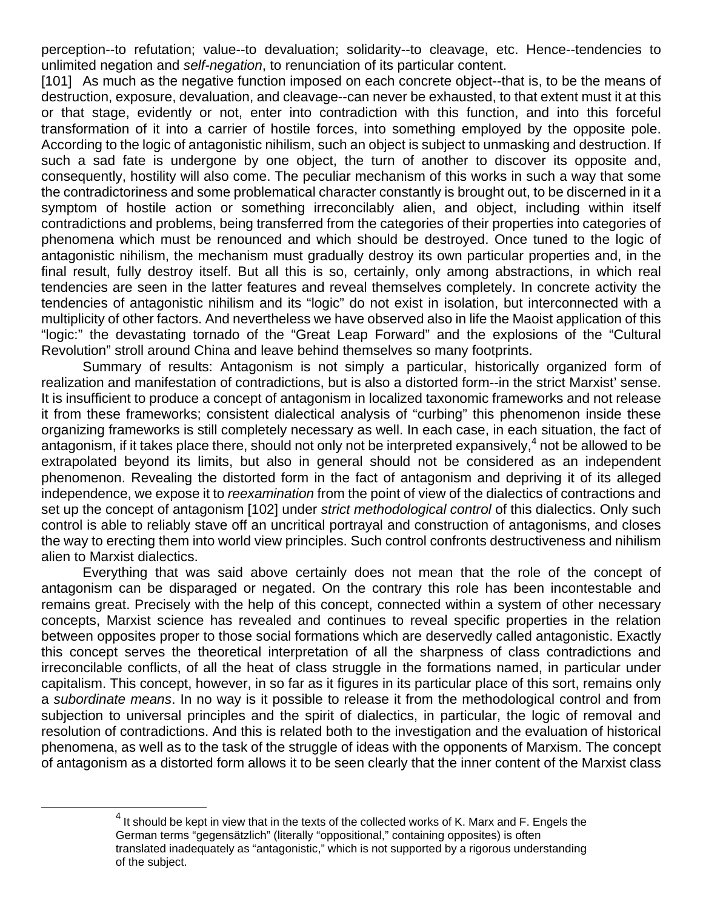perception--to refutation; value--to devaluation; solidarity--to cleavage, etc. Hence--tendencies to unlimited negation and *self-negation*, to renunciation of its particular content.

[101] As much as the negative function imposed on each concrete object--that is, to be the means of destruction, exposure, devaluation, and cleavage--can never be exhausted, to that extent must it at this or that stage, evidently or not, enter into contradiction with this function, and into this forceful transformation of it into a carrier of hostile forces, into something employed by the opposite pole. According to the logic of antagonistic nihilism, such an object is subject to unmasking and destruction. If such a sad fate is undergone by one object, the turn of another to discover its opposite and, consequently, hostility will also come. The peculiar mechanism of this works in such a way that some the contradictoriness and some problematical character constantly is brought out, to be discerned in it a symptom of hostile action or something irreconcilably alien, and object, including within itself contradictions and problems, being transferred from the categories of their properties into categories of phenomena which must be renounced and which should be destroyed. Once tuned to the logic of antagonistic nihilism, the mechanism must gradually destroy its own particular properties and, in the final result, fully destroy itself. But all this is so, certainly, only among abstractions, in which real tendencies are seen in the latter features and reveal themselves completely. In concrete activity the tendencies of antagonistic nihilism and its "logic" do not exist in isolation, but interconnected with a multiplicity of other factors. And nevertheless we have observed also in life the Maoist application of this "logic:" the devastating tornado of the "Great Leap Forward" and the explosions of the "Cultural Revolution" stroll around China and leave behind themselves so many footprints.

Summary of results: Antagonism is not simply a particular, historically organized form of realization and manifestation of contradictions, but is also a distorted form--in the strict Marxist' sense. It is insufficient to produce a concept of antagonism in localized taxonomic frameworks and not release it from these frameworks; consistent dialectical analysis of "curbing" this phenomenon inside these organizing frameworks is still completely necessary as well. In each case, in each situation, the fact of antagonism, if it takes place there, should not only not be interpreted expansively,[4] not be allowed to be extrapolated beyond its limits, but also in general should not be considered as an independent phenomenon. Revealing the distorted form in the fact of antagonism and depriving it of its alleged independence, we expose it to *reexamination* from the point of view of the dialectics of contractions and set up the concept of antagonism [102] under *strict methodological control* of this dialectics. Only such control is able to reliably stave off an uncritical portrayal and construction of antagonisms, and closes the way to erecting them into world view principles. Such control confronts destructiveness and nihilism alien to Marxist dialectics.

Everything that was said above certainly does not mean that the role of the concept of antagonism can be disparaged or negated. On the contrary this role has been incontestable and remains great. Precisely with the help of this concept, connected within a system of other necessary concepts, Marxist science has revealed and continues to reveal specific properties in the relation between opposites proper to those social formations which are deservedly called antagonistic. Exactly this concept serves the theoretical interpretation of all the sharpness of class contradictions and irreconcilable conflicts, of all the heat of class struggle in the formations named, in particular under capitalism. This concept, however, in so far as it figures in its particular place of this sort, remains only a *subordinate means*. In no way is it possible to release it from the methodological control and from subjection to universal principles and the spirit of dialectics, in particular, the logic of removal and resolution of contradictions. And this is related both to the investigation and the evaluation of historical phenomena, as well as to the task of the struggle of ideas with the opponents of Marxism. The concept of antagonism as a distorted form allows it to be seen clearly that the inner content of the Marxist class

---

[4] It should be kept in view that in the texts of the collected works of K. Marx and F. Engels the German terms "gegensätzlich" (literally "oppositional," containing opposites) is often translated inadequately as "antagonistic," which is not supported by a rigorous understanding of the subject.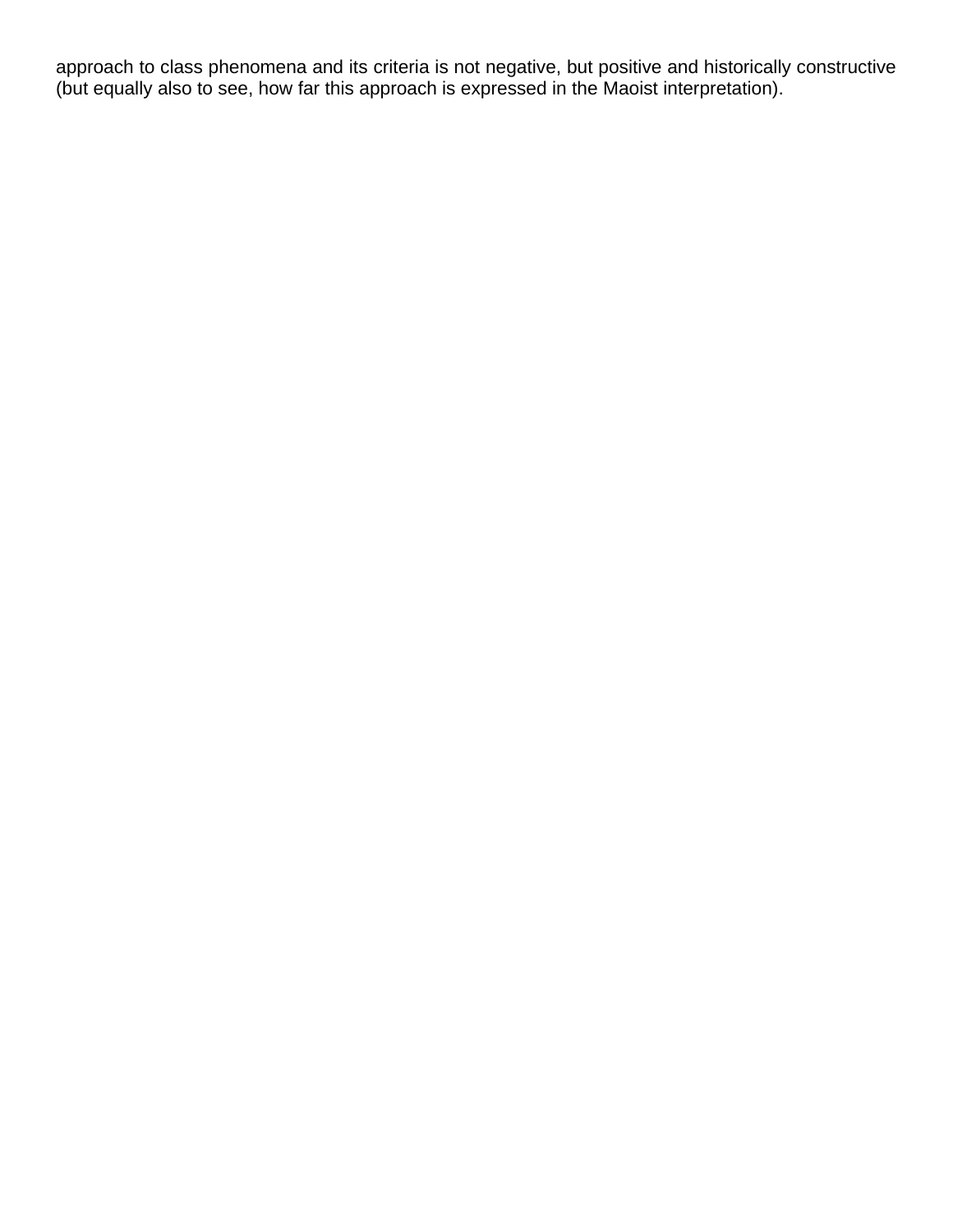approach to class phenomena and its criteria is not negative, but positive and historically constructive (but equally also to see, how far this approach is expressed in the Maoist interpretation).